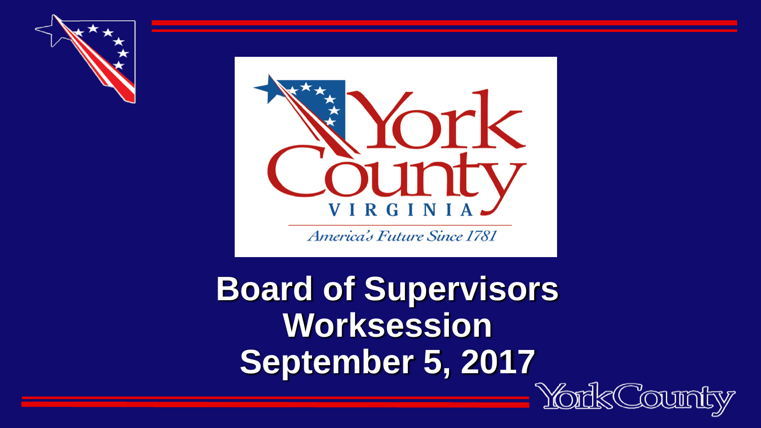York County

VIRGINIA

*America's Future Since 1781*

# Board of Supervisors Worksession September 5, 2017

York County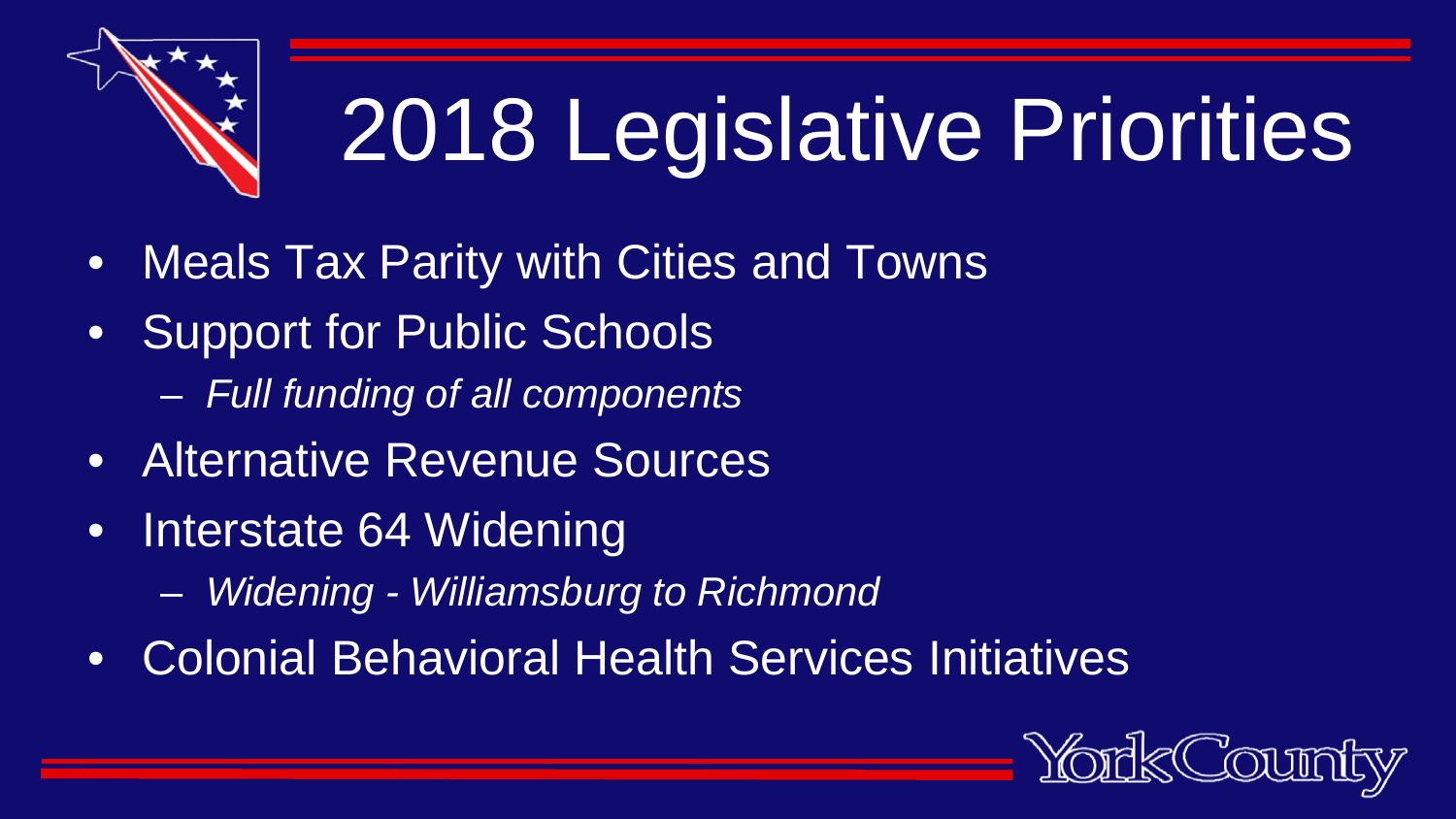# 2018 Legislative Priorities

- Meals Tax Parity with Cities and Towns
- Support for Public Schools
  - *Full funding of all components*
- Alternative Revenue Sources
- Interstate 64 Widening
  - *Widening - Williamsburg to Richmond*
- Colonial Behavioral Health Services Initiatives

York County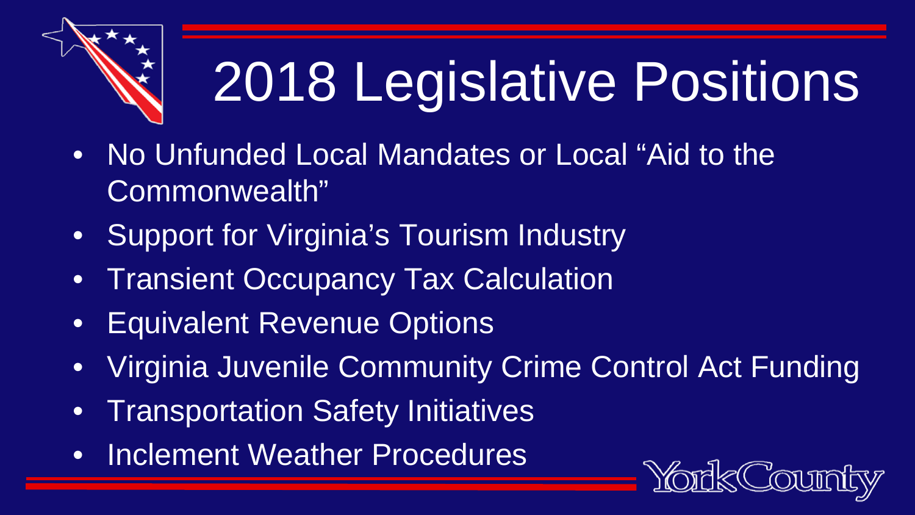# 2018 Legislative Positions

- No Unfunded Local Mandates or Local “Aid to the Commonwealth”
- Support for Virginia’s Tourism Industry
- Transient Occupancy Tax Calculation
- Equivalent Revenue Options
- Virginia Juvenile Community Crime Control Act Funding
- Transportation Safety Initiatives
- Inclement Weather Procedures

York County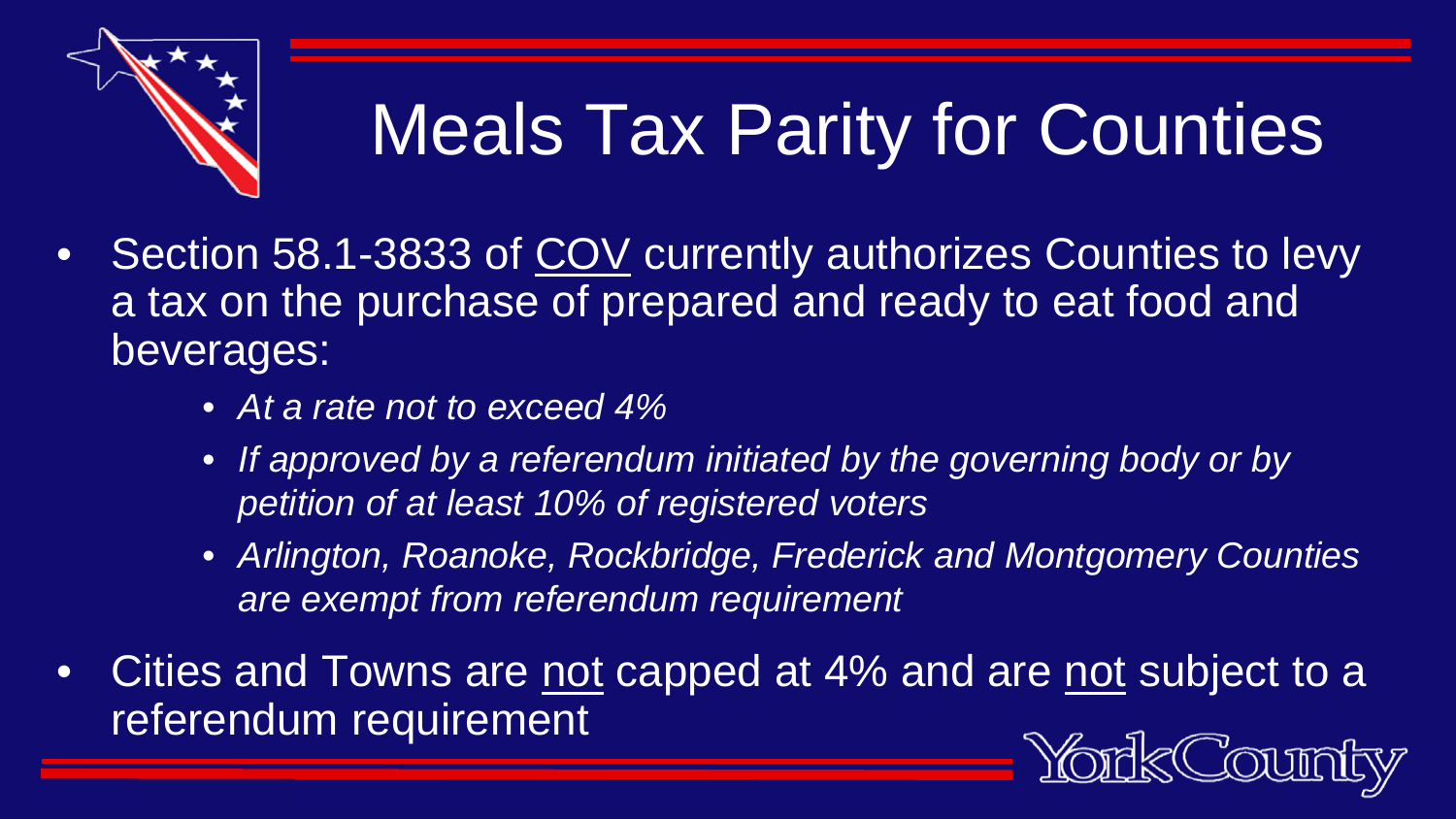# Meals Tax Parity for Counties

- Section 58.1-3833 of <u>COV</u> currently authorizes Counties to levy a tax on the purchase of prepared and ready to eat food and beverages:
  - *At a rate not to exceed 4%*
  - *If approved by a referendum initiated by the governing body or by petition of at least 10% of registered voters*
  - *Arlington, Roanoke, Rockbridge, Frederick and Montgomery Counties are exempt from referendum requirement*
- Cities and Towns are <u>not</u> capped at 4% and are <u>not</u> subject to a referendum requirement

York County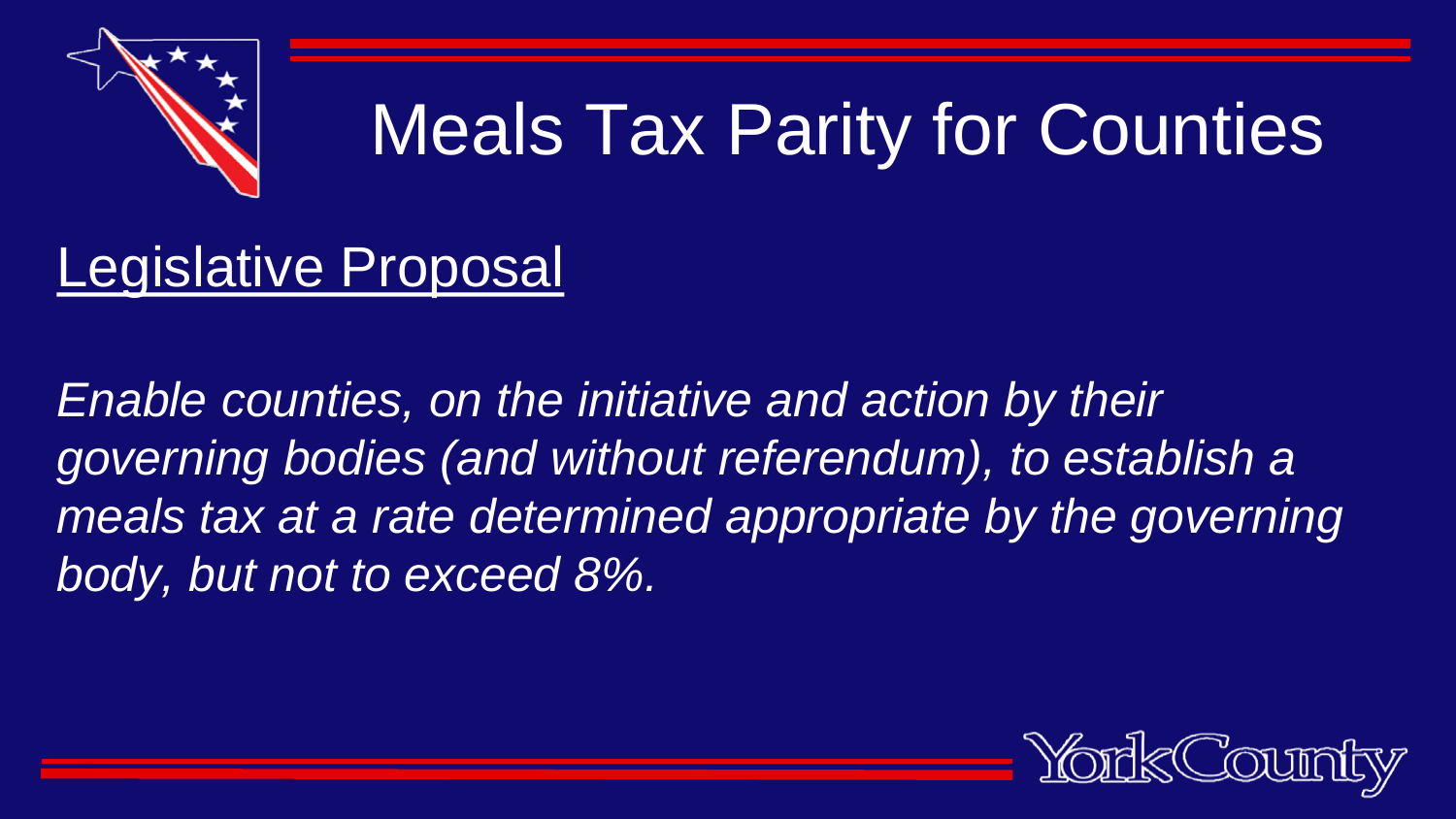# Meals Tax Parity for Counties

## Legislative Proposal

*Enable counties, on the initiative and action by their governing bodies (and without referendum), to establish a meals tax at a rate determined appropriate by the governing body, but not to exceed 8%.*

York County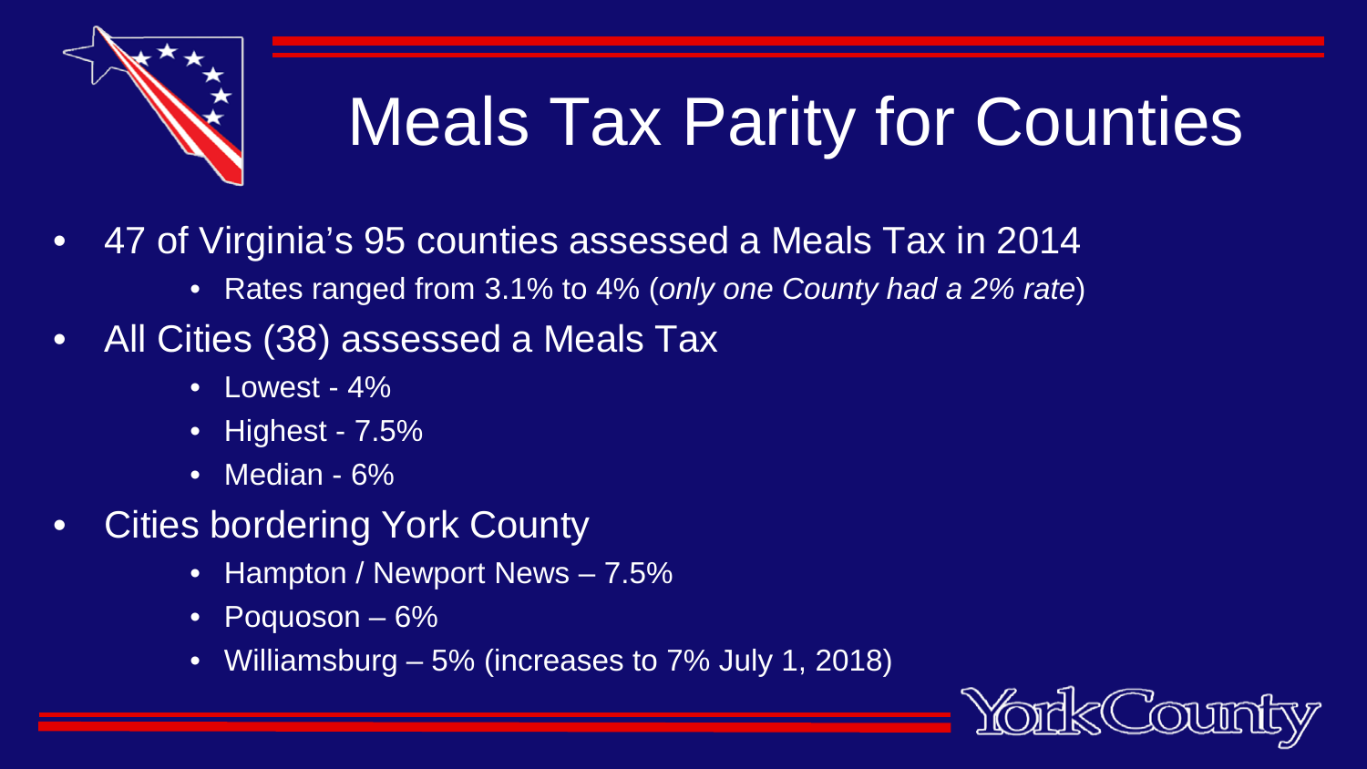# Meals Tax Parity for Counties

- 47 of Virginia's 95 counties assessed a Meals Tax in 2014
  - Rates ranged from 3.1% to 4% (*only one County had a 2% rate*)
- All Cities (38) assessed a Meals Tax
  - Lowest - 4%
  - Highest - 7.5%
  - Median - 6%
- Cities bordering York County
  - Hampton / Newport News – 7.5%
  - Poquoson – 6%
  - Williamsburg – 5% (increases to 7% July 1, 2018)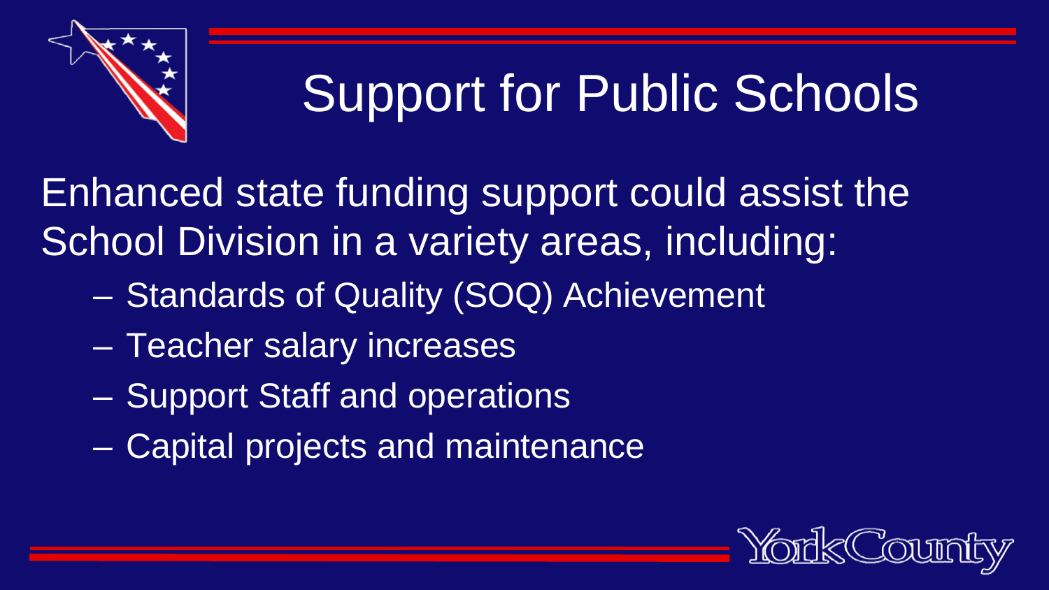# Support for Public Schools

Enhanced state funding support could assist the School Division in a variety areas, including:

- Standards of Quality (SOQ) Achievement
- Teacher salary increases
- Support Staff and operations
- Capital projects and maintenance

York County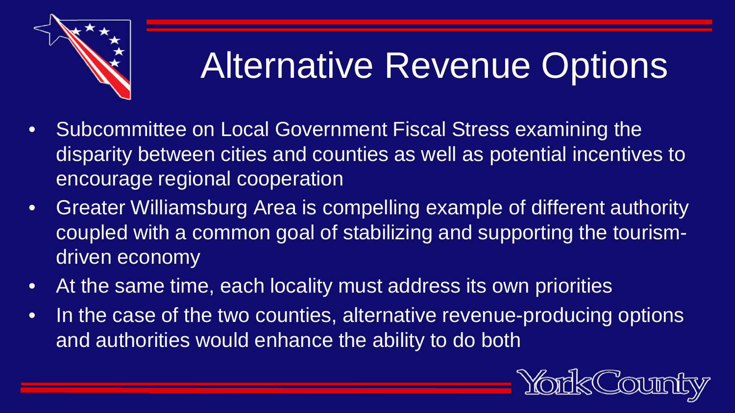# Alternative Revenue Options

- Subcommittee on Local Government Fiscal Stress examining the disparity between cities and counties as well as potential incentives to encourage regional cooperation
- Greater Williamsburg Area is compelling example of different authority coupled with a common goal of stabilizing and supporting the tourism-driven economy
- At the same time, each locality must address its own priorities
- In the case of the two counties, alternative revenue-producing options and authorities would enhance the ability to do both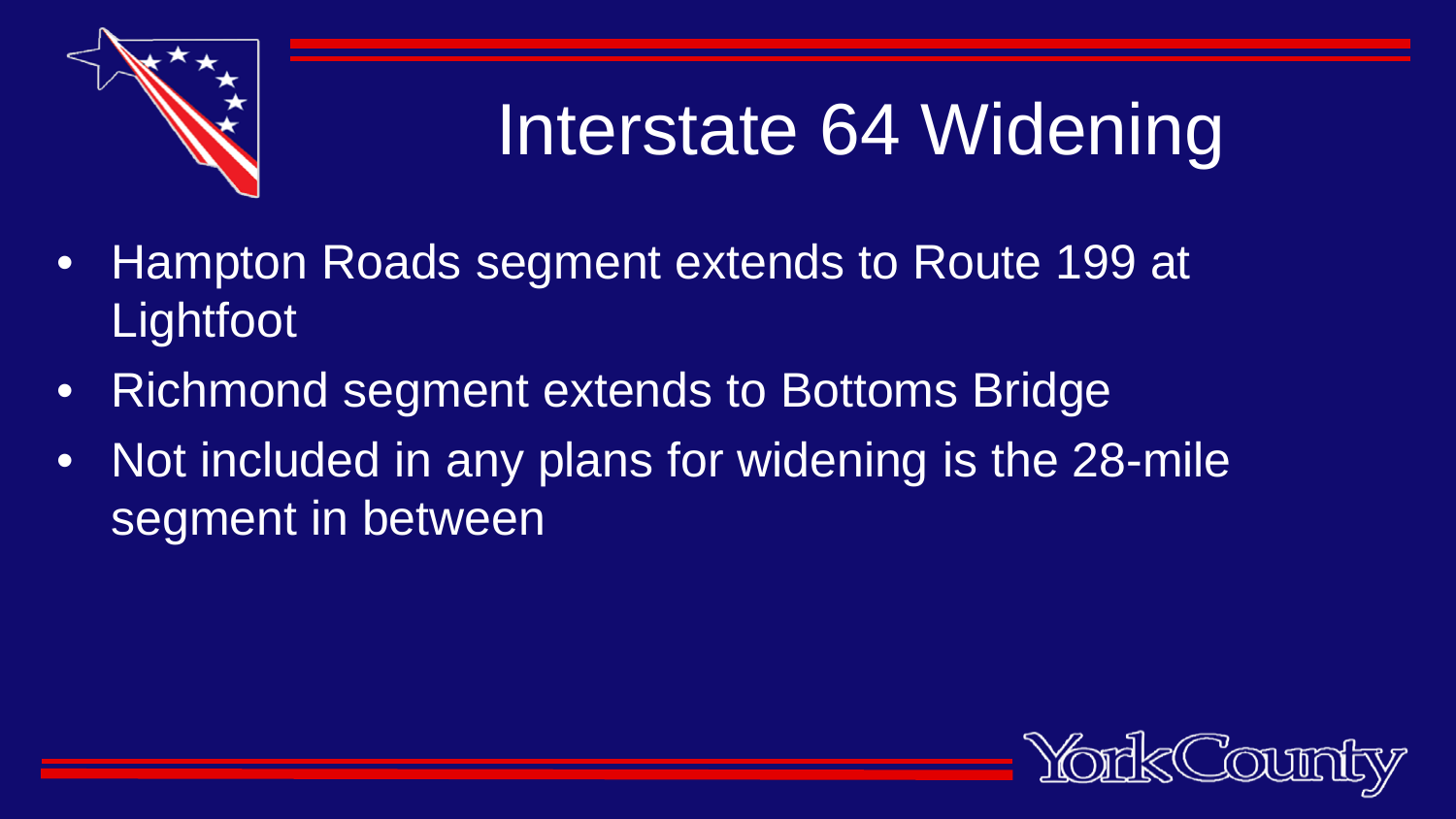# Interstate 64 Widening

- Hampton Roads segment extends to Route 199 at Lightfoot
- Richmond segment extends to Bottoms Bridge
- Not included in any plans for widening is the 28-mile segment in between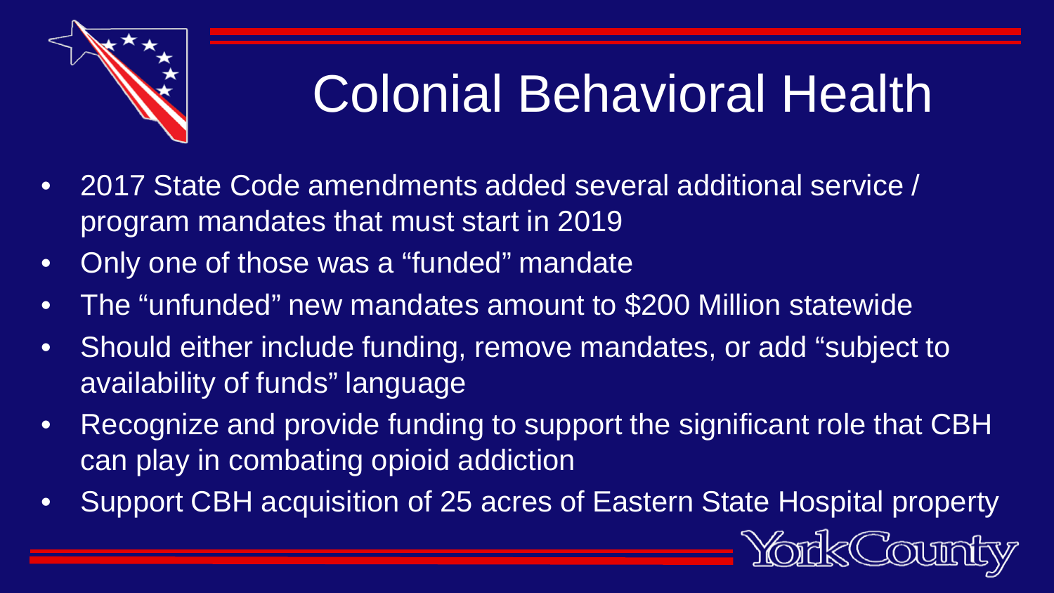# Colonial Behavioral Health

- 2017 State Code amendments added several additional service / program mandates that must start in 2019
- Only one of those was a "funded" mandate
- The "unfunded" new mandates amount to $200 Million statewide
- Should either include funding, remove mandates, or add "subject to availability of funds" language
- Recognize and provide funding to support the significant role that CBH can play in combating opioid addiction
- Support CBH acquisition of 25 acres of Eastern State Hospital property

York County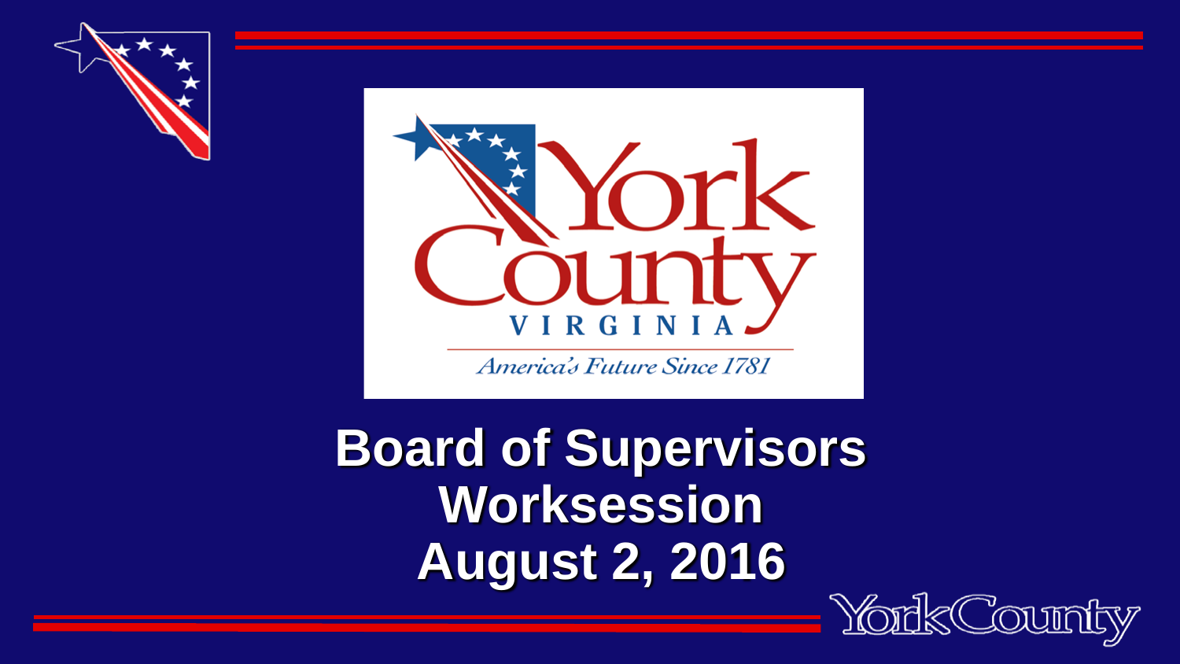York County
VIRGINIA
America's Future Since 1781

# Board of Supervisors Worksession August 2, 2016

York County